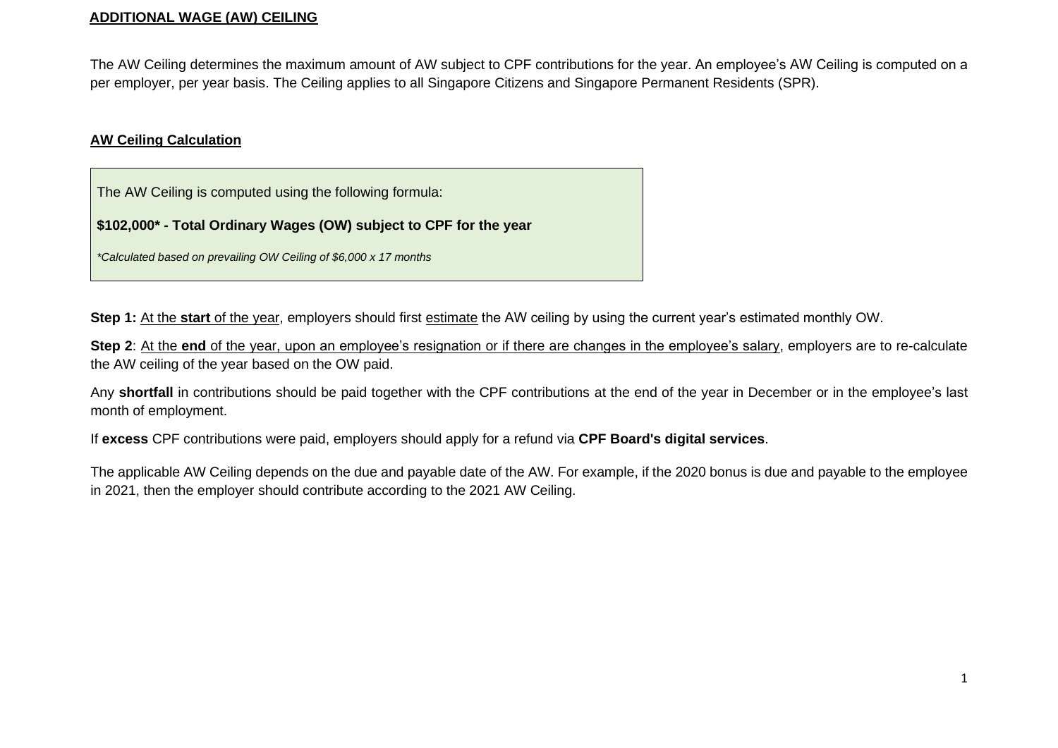## ADDITIONAL WAGE (AW) CEILING

The AW Ceiling determines the maximum amount of AW subject to CPF contributions for the year. An employee's AW Ceiling is computed on a per employer, per year basis. The Ceiling applies to all Singapore Citizens and Singapore Permanent Residents (SPR).

### AW Ceiling Calculation

> The AW Ceiling is computed using the following formula:
>
> **$102,000* - Total Ordinary Wages (OW) subject to CPF for the year**
>
> *\*Calculated based on prevailing OW Ceiling of $6,000 x 17 months*

**Step 1:** At the **start** of the year, employers should first estimate the AW ceiling by using the current year's estimated monthly OW.

**Step 2**: At the **end** of the year, upon an employee's resignation or if there are changes in the employee's salary, employers are to re-calculate the AW ceiling of the year based on the OW paid.

Any **shortfall** in contributions should be paid together with the CPF contributions at the end of the year in December or in the employee's last month of employment.

If **excess** CPF contributions were paid, employers should apply for a refund via **CPF Board's digital services**.

The applicable AW Ceiling depends on the due and payable date of the AW. For example, if the 2020 bonus is due and payable to the employee in 2021, then the employer should contribute according to the 2021 AW Ceiling.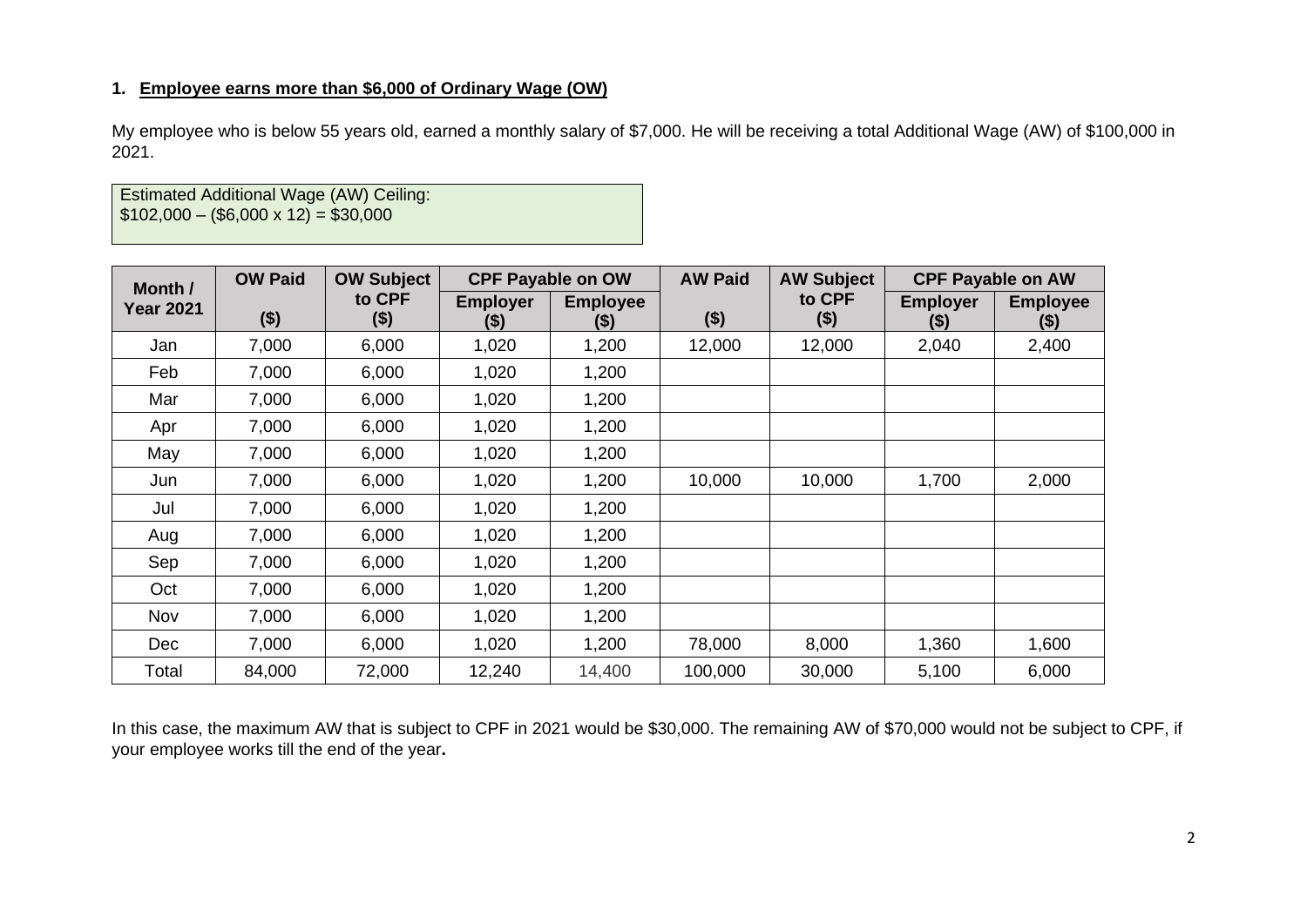### 1. **Employee earns more than $6,000 of Ordinary Wage (OW)**

My employee who is below 55 years old, earned a monthly salary of $7,000. He will be receiving a total Additional Wage (AW) of $100,000 in 2021.

Estimated Additional Wage (AW) Ceiling:
$102,000 – ($6,000 x 12) = $30,000

| Month / Year 2021 | OW Paid ($) | OW Subject to CPF ($) | CPF Payable on OW | | AW Paid ($) | AW Subject to CPF ($) | CPF Payable on AW | |
|---|---|---|---|---|---|---|---|---|
| | | | Employer ($) | Employee ($) | | | Employer ($) | Employee ($) |
| Jan | 7,000 | 6,000 | 1,020 | 1,200 | 12,000 | 12,000 | 2,040 | 2,400 |
| Feb | 7,000 | 6,000 | 1,020 | 1,200 | | | | |
| Mar | 7,000 | 6,000 | 1,020 | 1,200 | | | | |
| Apr | 7,000 | 6,000 | 1,020 | 1,200 | | | | |
| May | 7,000 | 6,000 | 1,020 | 1,200 | | | | |
| Jun | 7,000 | 6,000 | 1,020 | 1,200 | 10,000 | 10,000 | 1,700 | 2,000 |
| Jul | 7,000 | 6,000 | 1,020 | 1,200 | | | | |
| Aug | 7,000 | 6,000 | 1,020 | 1,200 | | | | |
| Sep | 7,000 | 6,000 | 1,020 | 1,200 | | | | |
| Oct | 7,000 | 6,000 | 1,020 | 1,200 | | | | |
| Nov | 7,000 | 6,000 | 1,020 | 1,200 | | | | |
| Dec | 7,000 | 6,000 | 1,020 | 1,200 | 78,000 | 8,000 | 1,360 | 1,600 |
| Total | 84,000 | 72,000 | 12,240 | 14,400 | 100,000 | 30,000 | 5,100 | 6,000 |

In this case, the maximum AW that is subject to CPF in 2021 would be $30,000. The remaining AW of $70,000 would not be subject to CPF, if your employee works till the end of the year**.**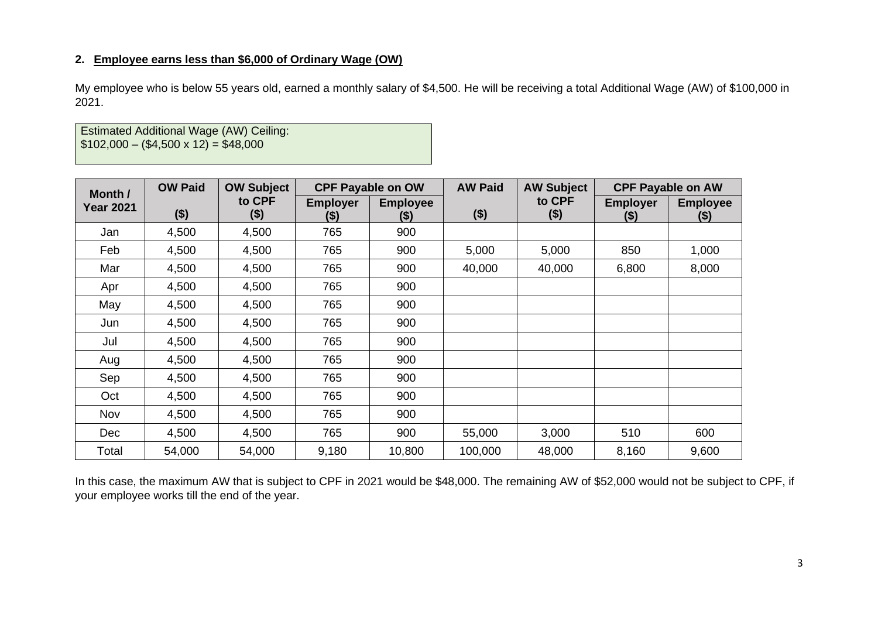## 2. **Employee earns less than $6,000 of Ordinary Wage (OW)**

My employee who is below 55 years old, earned a monthly salary of $4,500. He will be receiving a total Additional Wage (AW) of $100,000 in 2021.

Estimated Additional Wage (AW) Ceiling:
$102,000 – ($4,500 x 12) = $48,000

| Month / Year 2021 | OW Paid ($) | OW Subject to CPF ($) | CPF Payable on OW | | AW Paid ($) | AW Subject to CPF ($) | CPF Payable on AW | |
|---|---|---|---|---|---|---|---|---|
| | | | Employer ($) | Employee ($) | | | Employer ($) | Employee ($) |
| Jan | 4,500 | 4,500 | 765 | 900 | | | | |
| Feb | 4,500 | 4,500 | 765 | 900 | 5,000 | 5,000 | 850 | 1,000 |
| Mar | 4,500 | 4,500 | 765 | 900 | 40,000 | 40,000 | 6,800 | 8,000 |
| Apr | 4,500 | 4,500 | 765 | 900 | | | | |
| May | 4,500 | 4,500 | 765 | 900 | | | | |
| Jun | 4,500 | 4,500 | 765 | 900 | | | | |
| Jul | 4,500 | 4,500 | 765 | 900 | | | | |
| Aug | 4,500 | 4,500 | 765 | 900 | | | | |
| Sep | 4,500 | 4,500 | 765 | 900 | | | | |
| Oct | 4,500 | 4,500 | 765 | 900 | | | | |
| Nov | 4,500 | 4,500 | 765 | 900 | | | | |
| Dec | 4,500 | 4,500 | 765 | 900 | 55,000 | 3,000 | 510 | 600 |
| Total | 54,000 | 54,000 | 9,180 | 10,800 | 100,000 | 48,000 | 8,160 | 9,600 |

In this case, the maximum AW that is subject to CPF in 2021 would be $48,000. The remaining AW of $52,000 would not be subject to CPF, if your employee works till the end of the year.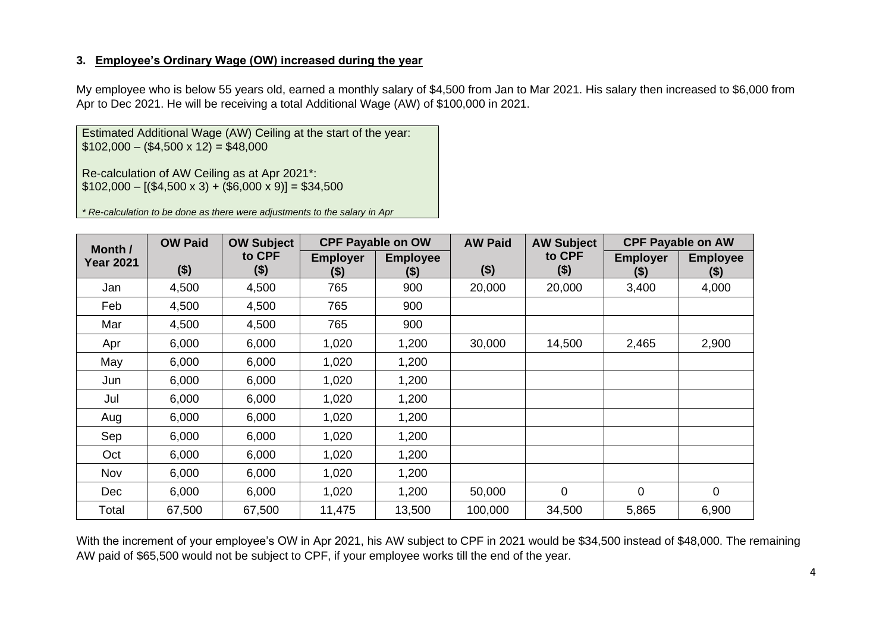### 3. **Employee's Ordinary Wage (OW) increased during the year**

My employee who is below 55 years old, earned a monthly salary of $4,500 from Jan to Mar 2021. His salary then increased to $6,000 from Apr to Dec 2021. He will be receiving a total Additional Wage (AW) of $100,000 in 2021.

> Estimated Additional Wage (AW) Ceiling at the start of the year:
> $102,000 – ($4,500 x 12) = $48,000
>
> Re-calculation of AW Ceiling as at Apr 2021*:
> $102,000 – [($4,500 x 3) + ($6,000 x 9)] = $34,500
>
> *\* Re-calculation to be done as there were adjustments to the salary in Apr*

| Month / Year 2021 | OW Paid ($) | OW Subject to CPF ($) | CPF Payable on OW | | AW Paid ($) | AW Subject to CPF ($) | CPF Payable on AW | |
|---|---|---|---|---|---|---|---|---|
| | | | Employer ($) | Employee ($) | | | Employer ($) | Employee ($) |
| Jan | 4,500 | 4,500 | 765 | 900 | 20,000 | 20,000 | 3,400 | 4,000 |
| Feb | 4,500 | 4,500 | 765 | 900 | | | | |
| Mar | 4,500 | 4,500 | 765 | 900 | | | | |
| Apr | 6,000 | 6,000 | 1,020 | 1,200 | 30,000 | 14,500 | 2,465 | 2,900 |
| May | 6,000 | 6,000 | 1,020 | 1,200 | | | | |
| Jun | 6,000 | 6,000 | 1,020 | 1,200 | | | | |
| Jul | 6,000 | 6,000 | 1,020 | 1,200 | | | | |
| Aug | 6,000 | 6,000 | 1,020 | 1,200 | | | | |
| Sep | 6,000 | 6,000 | 1,020 | 1,200 | | | | |
| Oct | 6,000 | 6,000 | 1,020 | 1,200 | | | | |
| Nov | 6,000 | 6,000 | 1,020 | 1,200 | | | | |
| Dec | 6,000 | 6,000 | 1,020 | 1,200 | 50,000 | 0 | 0 | 0 |
| Total | 67,500 | 67,500 | 11,475 | 13,500 | 100,000 | 34,500 | 5,865 | 6,900 |

With the increment of your employee's OW in Apr 2021, his AW subject to CPF in 2021 would be $34,500 instead of $48,000. The remaining AW paid of $65,500 would not be subject to CPF, if your employee works till the end of the year.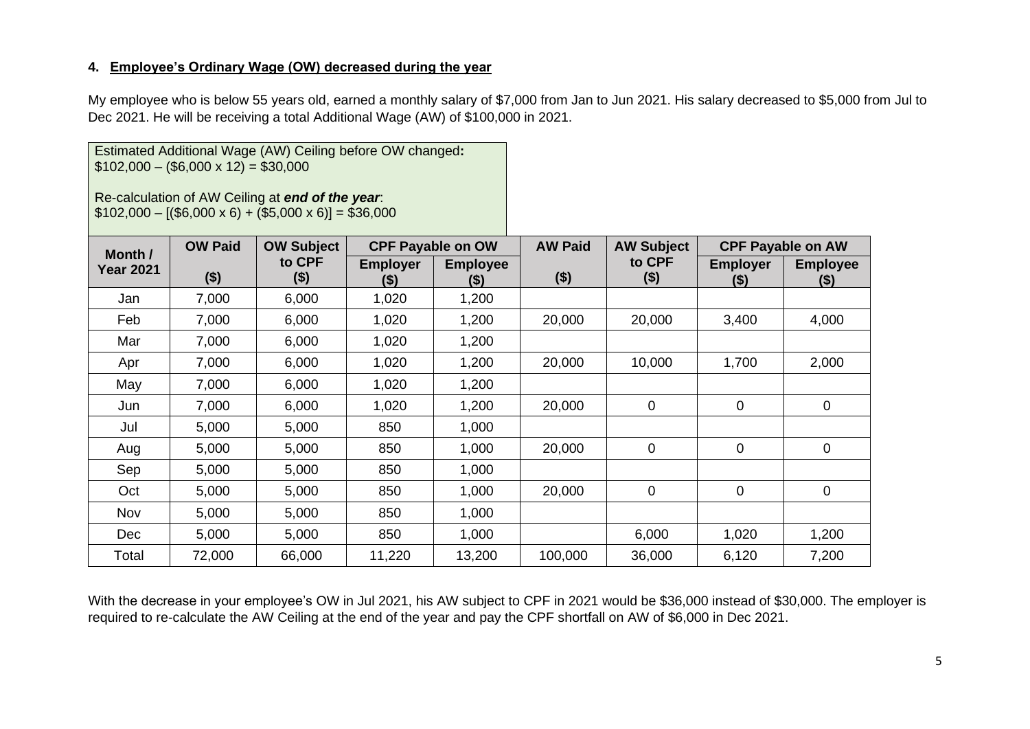### 4. Employee's Ordinary Wage (OW) decreased during the year

My employee who is below 55 years old, earned a monthly salary of $7,000 from Jan to Jun 2021. His salary decreased to $5,000 from Jul to Dec 2021. He will be receiving a total Additional Wage (AW) of $100,000 in 2021.

> Estimated Additional Wage (AW) Ceiling before OW changed**:**
> $102,000 – ($6,000 x 12) = $30,000
>
> Re-calculation of AW Ceiling at ***end of the year***:
> $102,000 – [($6,000 x 6) + ($5,000 x 6)] = $36,000

| Month / Year 2021 | OW Paid ($) | OW Subject to CPF ($) | CPF Payable on OW | | AW Paid ($) | AW Subject to CPF ($) | CPF Payable on AW | |
|---|---|---|---|---|---|---|---|---|
| | | | Employer ($) | Employee ($) | | | Employer ($) | Employee ($) |
| Jan | 7,000 | 6,000 | 1,020 | 1,200 | | | | |
| Feb | 7,000 | 6,000 | 1,020 | 1,200 | 20,000 | 20,000 | 3,400 | 4,000 |
| Mar | 7,000 | 6,000 | 1,020 | 1,200 | | | | |
| Apr | 7,000 | 6,000 | 1,020 | 1,200 | 20,000 | 10,000 | 1,700 | 2,000 |
| May | 7,000 | 6,000 | 1,020 | 1,200 | | | | |
| Jun | 7,000 | 6,000 | 1,020 | 1,200 | 20,000 | 0 | 0 | 0 |
| Jul | 5,000 | 5,000 | 850 | 1,000 | | | | |
| Aug | 5,000 | 5,000 | 850 | 1,000 | 20,000 | 0 | 0 | 0 |
| Sep | 5,000 | 5,000 | 850 | 1,000 | | | | |
| Oct | 5,000 | 5,000 | 850 | 1,000 | 20,000 | 0 | 0 | 0 |
| Nov | 5,000 | 5,000 | 850 | 1,000 | | | | |
| Dec | 5,000 | 5,000 | 850 | 1,000 | | 6,000 | 1,020 | 1,200 |
| Total | 72,000 | 66,000 | 11,220 | 13,200 | 100,000 | 36,000 | 6,120 | 7,200 |

With the decrease in your employee's OW in Jul 2021, his AW subject to CPF in 2021 would be $36,000 instead of $30,000. The employer is required to re-calculate the AW Ceiling at the end of the year and pay the CPF shortfall on AW of $6,000 in Dec 2021.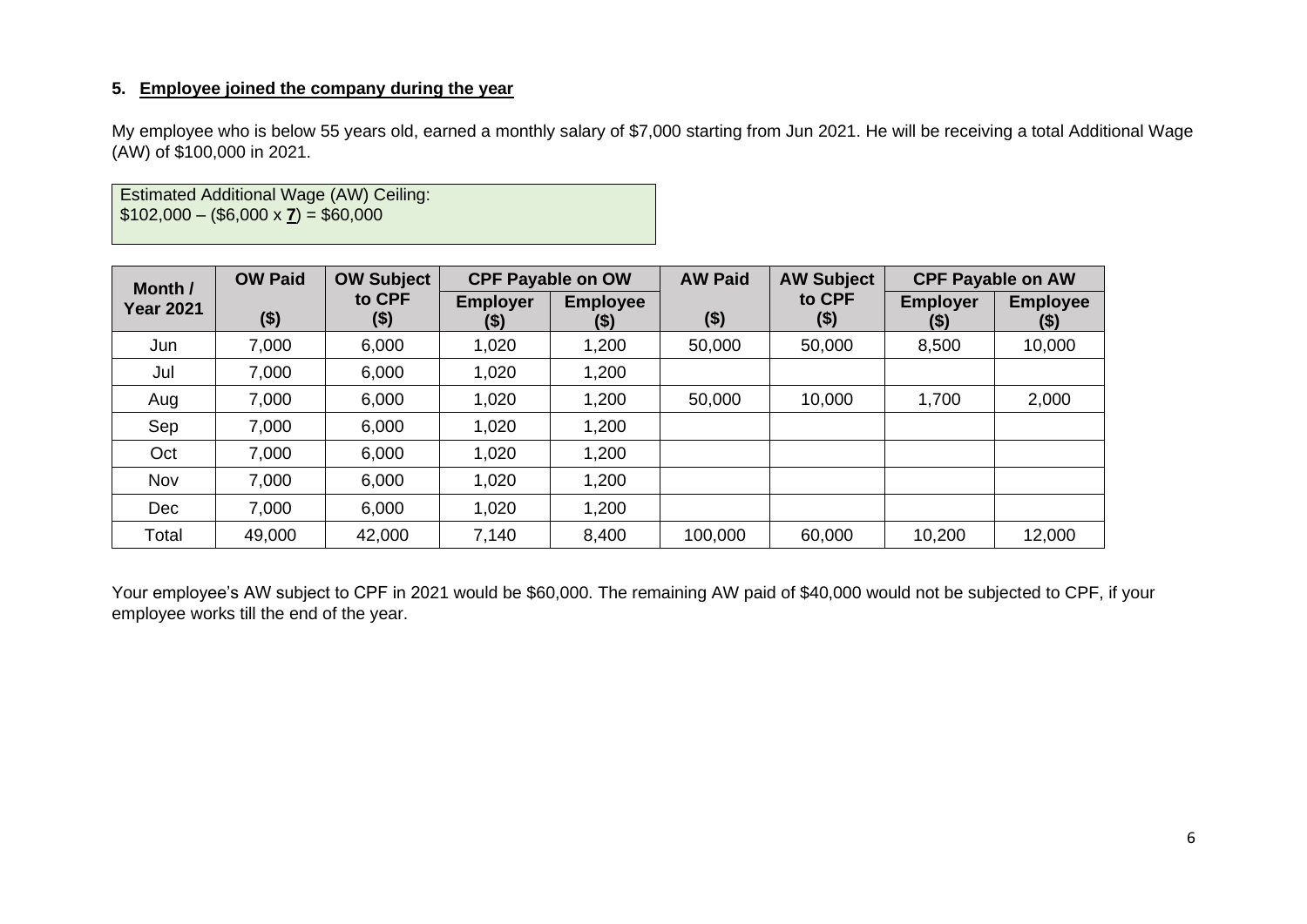### 5. **Employee joined the company during the year**

My employee who is below 55 years old, earned a monthly salary of $7,000 starting from Jun 2021. He will be receiving a total Additional Wage (AW) of $100,000 in 2021.

Estimated Additional Wage (AW) Ceiling:
$102,000 – ($6,000 x **7**) = $60,000

| Month / Year 2021 | OW Paid ($) | OW Subject to CPF ($) | CPF Payable on OW | | AW Paid ($) | AW Subject to CPF ($) | CPF Payable on AW | |
|---|---|---|---|---|---|---|---|---|
| | | | Employer ($) | Employee ($) | | | Employer ($) | Employee ($) |
| Jun | 7,000 | 6,000 | 1,020 | 1,200 | 50,000 | 50,000 | 8,500 | 10,000 |
| Jul | 7,000 | 6,000 | 1,020 | 1,200 | | | | |
| Aug | 7,000 | 6,000 | 1,020 | 1,200 | 50,000 | 10,000 | 1,700 | 2,000 |
| Sep | 7,000 | 6,000 | 1,020 | 1,200 | | | | |
| Oct | 7,000 | 6,000 | 1,020 | 1,200 | | | | |
| Nov | 7,000 | 6,000 | 1,020 | 1,200 | | | | |
| Dec | 7,000 | 6,000 | 1,020 | 1,200 | | | | |
| Total | 49,000 | 42,000 | 7,140 | 8,400 | 100,000 | 60,000 | 10,200 | 12,000 |

Your employee's AW subject to CPF in 2021 would be $60,000. The remaining AW paid of $40,000 would not be subjected to CPF, if your employee works till the end of the year.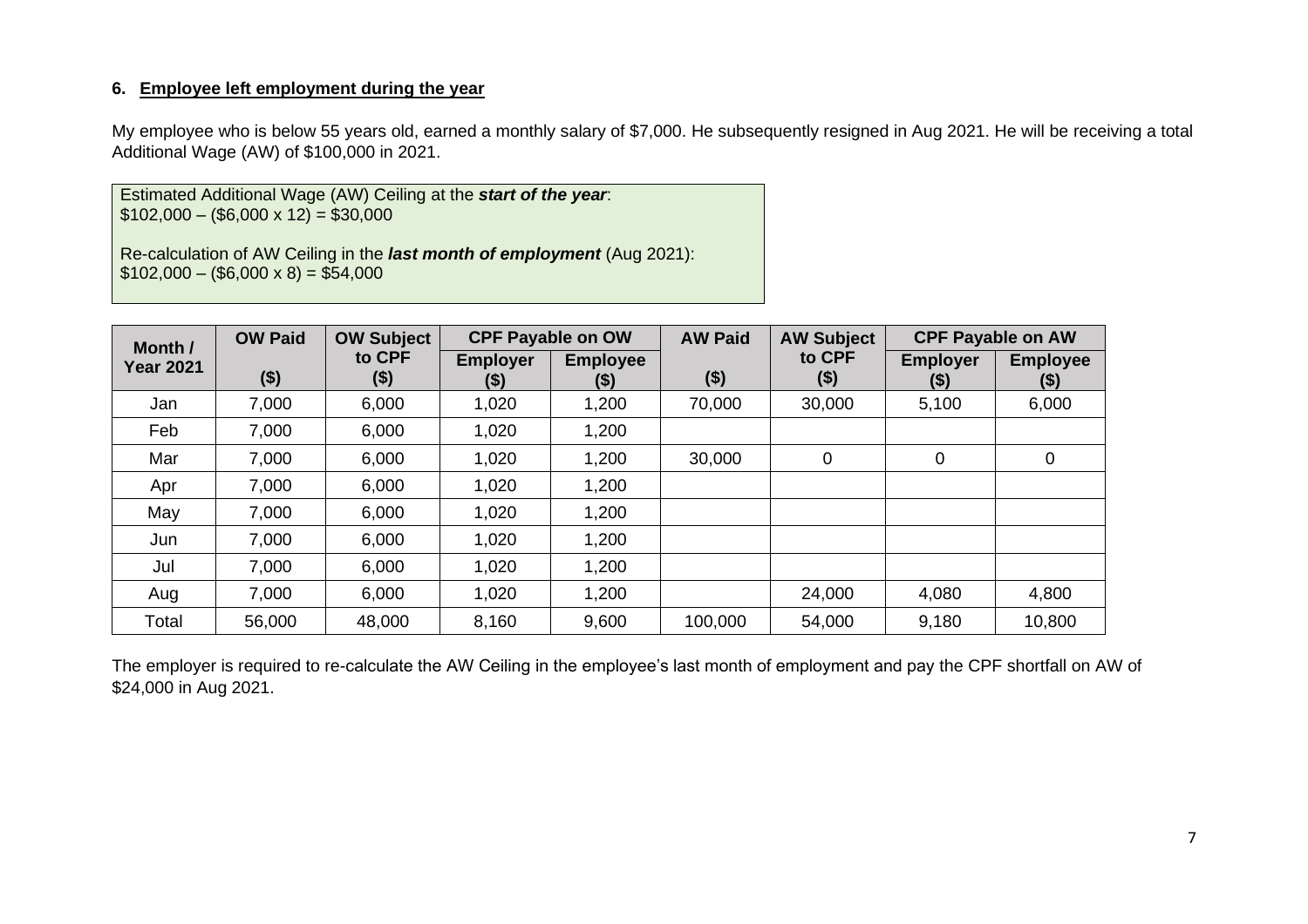## 6. Employee left employment during the year

My employee who is below 55 years old, earned a monthly salary of $7,000. He subsequently resigned in Aug 2021. He will be receiving a total Additional Wage (AW) of $100,000 in 2021.

> Estimated Additional Wage (AW) Ceiling at the ***start of the year***:
> $102,000 – ($6,000 x 12) = $30,000
>
> Re-calculation of AW Ceiling in the ***last month of employment*** (Aug 2021):
> $102,000 – ($6,000 x 8) = $54,000

| Month / Year 2021 | OW Paid ($) | OW Subject to CPF ($) | CPF Payable on OW | | AW Paid ($) | AW Subject to CPF ($) | CPF Payable on AW | |
|---|---|---|---|---|---|---|---|---|
| | | | Employer ($) | Employee ($) | | | Employer ($) | Employee ($) |
| Jan | 7,000 | 6,000 | 1,020 | 1,200 | 70,000 | 30,000 | 5,100 | 6,000 |
| Feb | 7,000 | 6,000 | 1,020 | 1,200 | | | | |
| Mar | 7,000 | 6,000 | 1,020 | 1,200 | 30,000 | 0 | 0 | 0 |
| Apr | 7,000 | 6,000 | 1,020 | 1,200 | | | | |
| May | 7,000 | 6,000 | 1,020 | 1,200 | | | | |
| Jun | 7,000 | 6,000 | 1,020 | 1,200 | | | | |
| Jul | 7,000 | 6,000 | 1,020 | 1,200 | | | | |
| Aug | 7,000 | 6,000 | 1,020 | 1,200 | | 24,000 | 4,080 | 4,800 |
| Total | 56,000 | 48,000 | 8,160 | 9,600 | 100,000 | 54,000 | 9,180 | 10,800 |

The employer is required to re-calculate the AW Ceiling in the employee's last month of employment and pay the CPF shortfall on AW of $24,000 in Aug 2021.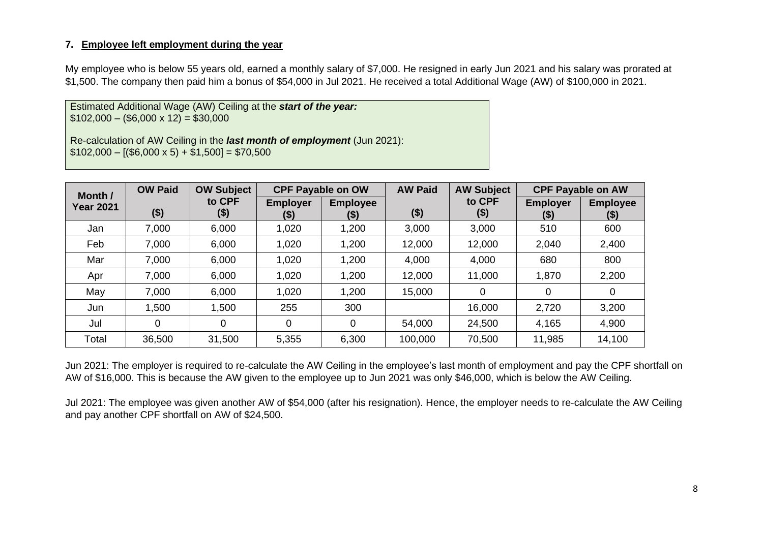### 7. Employee left employment during the year

My employee who is below 55 years old, earned a monthly salary of $7,000. He resigned in early Jun 2021 and his salary was prorated at $1,500. The company then paid him a bonus of $54,000 in Jul 2021. He received a total Additional Wage (AW) of $100,000 in 2021.

Estimated Additional Wage (AW) Ceiling at the ***start of the year:***
$102,000 – ($6,000 x 12) = $30,000

Re-calculation of AW Ceiling in the ***last month of employment*** (Jun 2021):
$102,000 – [($6,000 x 5) + $1,500] = $70,500

| Month / Year 2021 | OW Paid ($) | OW Subject to CPF ($) | CPF Payable on OW | | AW Paid ($) | AW Subject to CPF ($) | CPF Payable on AW | |
|---|---|---|---|---|---|---|---|---|
| | | | Employer ($) | Employee ($) | | | Employer ($) | Employee ($) |
| Jan | 7,000 | 6,000 | 1,020 | 1,200 | 3,000 | 3,000 | 510 | 600 |
| Feb | 7,000 | 6,000 | 1,020 | 1,200 | 12,000 | 12,000 | 2,040 | 2,400 |
| Mar | 7,000 | 6,000 | 1,020 | 1,200 | 4,000 | 4,000 | 680 | 800 |
| Apr | 7,000 | 6,000 | 1,020 | 1,200 | 12,000 | 11,000 | 1,870 | 2,200 |
| May | 7,000 | 6,000 | 1,020 | 1,200 | 15,000 | 0 | 0 | 0 |
| Jun | 1,500 | 1,500 | 255 | 300 | | 16,000 | 2,720 | 3,200 |
| Jul | 0 | 0 | 0 | 0 | 54,000 | 24,500 | 4,165 | 4,900 |
| Total | 36,500 | 31,500 | 5,355 | 6,300 | 100,000 | 70,500 | 11,985 | 14,100 |

Jun 2021: The employer is required to re-calculate the AW Ceiling in the employee's last month of employment and pay the CPF shortfall on AW of $16,000. This is because the AW given to the employee up to Jun 2021 was only $46,000, which is below the AW Ceiling.

Jul 2021: The employee was given another AW of $54,000 (after his resignation). Hence, the employer needs to re-calculate the AW Ceiling and pay another CPF shortfall on AW of $24,500.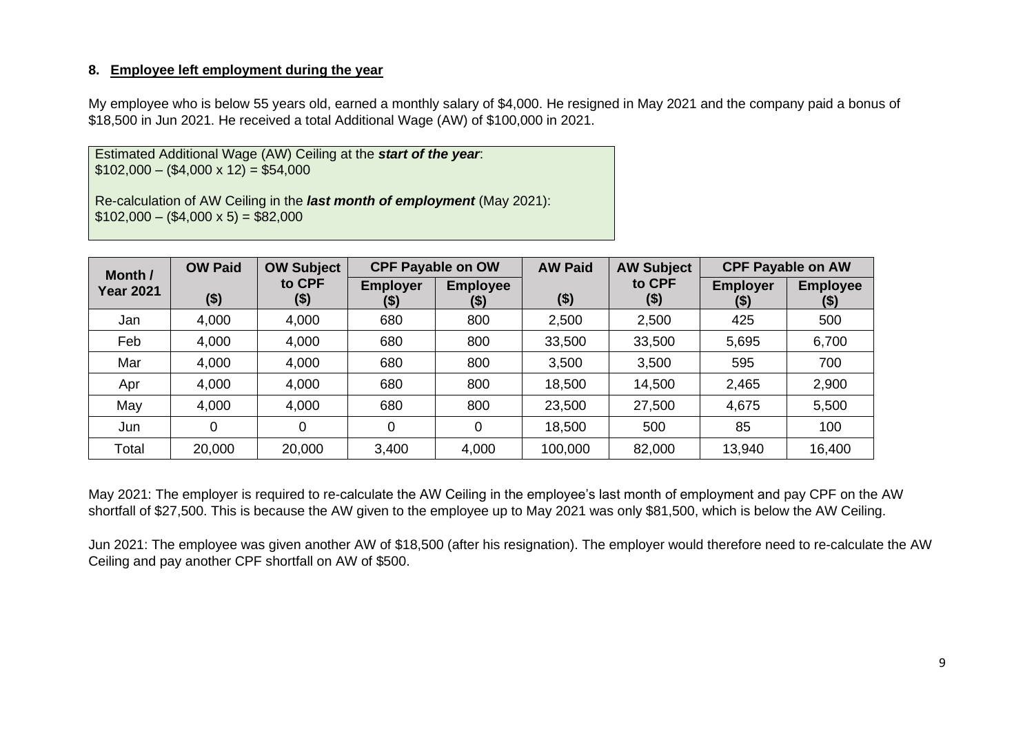## 8. Employee left employment during the year

My employee who is below 55 years old, earned a monthly salary of $4,000. He resigned in May 2021 and the company paid a bonus of $18,500 in Jun 2021. He received a total Additional Wage (AW) of $100,000 in 2021.

> Estimated Additional Wage (AW) Ceiling at the ***start of the year***:
> $102,000 – ($4,000 x 12) = $54,000
>
> Re-calculation of AW Ceiling in the ***last month of employment*** (May 2021):
> $102,000 – ($4,000 x 5) = $82,000

| Month / Year 2021 | OW Paid ($) | OW Subject to CPF ($) | CPF Payable on OW | | AW Paid ($) | AW Subject to CPF ($) | CPF Payable on AW | |
|---|---|---|---|---|---|---|---|---|
| | | | Employer ($) | Employee ($) | | | Employer ($) | Employee ($) |
| Jan | 4,000 | 4,000 | 680 | 800 | 2,500 | 2,500 | 425 | 500 |
| Feb | 4,000 | 4,000 | 680 | 800 | 33,500 | 33,500 | 5,695 | 6,700 |
| Mar | 4,000 | 4,000 | 680 | 800 | 3,500 | 3,500 | 595 | 700 |
| Apr | 4,000 | 4,000 | 680 | 800 | 18,500 | 14,500 | 2,465 | 2,900 |
| May | 4,000 | 4,000 | 680 | 800 | 23,500 | 27,500 | 4,675 | 5,500 |
| Jun | 0 | 0 | 0 | 0 | 18,500 | 500 | 85 | 100 |
| Total | 20,000 | 20,000 | 3,400 | 4,000 | 100,000 | 82,000 | 13,940 | 16,400 |

May 2021: The employer is required to re-calculate the AW Ceiling in the employee's last month of employment and pay CPF on the AW shortfall of $27,500. This is because the AW given to the employee up to May 2021 was only $81,500, which is below the AW Ceiling.

Jun 2021: The employee was given another AW of $18,500 (after his resignation). The employer would therefore need to re-calculate the AW Ceiling and pay another CPF shortfall on AW of $500.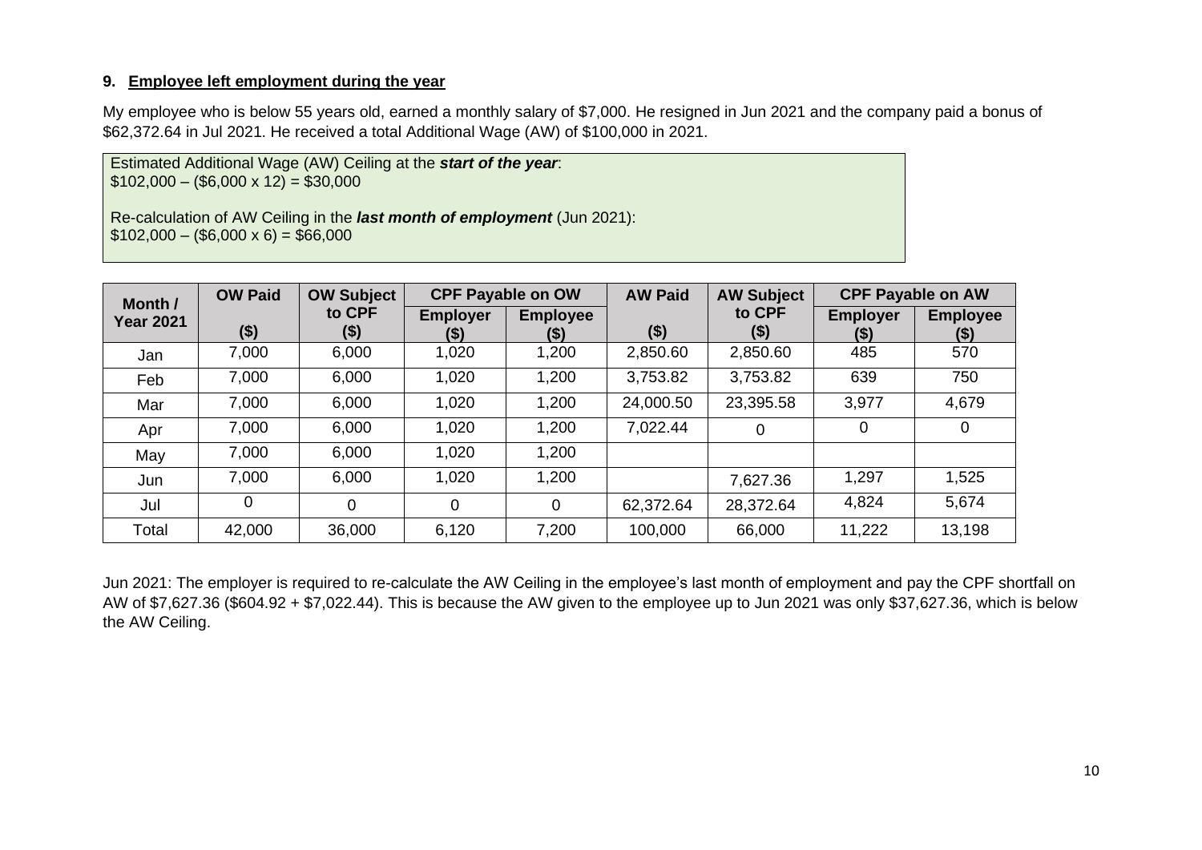### 9. **Employee left employment during the year**

My employee who is below 55 years old, earned a monthly salary of $7,000. He resigned in Jun 2021 and the company paid a bonus of $62,372.64 in Jul 2021. He received a total Additional Wage (AW) of $100,000 in 2021.

> Estimated Additional Wage (AW) Ceiling at the ***start of the year***:
> $102,000 – ($6,000 x 12) = $30,000
>
> Re-calculation of AW Ceiling in the ***last month of employment*** (Jun 2021):
> $102,000 – ($6,000 x 6) = $66,000

| Month / Year 2021 | OW Paid ($) | OW Subject to CPF ($) | CPF Payable on OW | | AW Paid ($) | AW Subject to CPF ($) | CPF Payable on AW | |
|---|---|---|---|---|---|---|---|---|
| | | | Employer ($) | Employee ($) | | | Employer ($) | Employee ($) |
| Jan | 7,000 | 6,000 | 1,020 | 1,200 | 2,850.60 | 2,850.60 | 485 | 570 |
| Feb | 7,000 | 6,000 | 1,020 | 1,200 | 3,753.82 | 3,753.82 | 639 | 750 |
| Mar | 7,000 | 6,000 | 1,020 | 1,200 | 24,000.50 | 23,395.58 | 3,977 | 4,679 |
| Apr | 7,000 | 6,000 | 1,020 | 1,200 | 7,022.44 | 0 | 0 | 0 |
| May | 7,000 | 6,000 | 1,020 | 1,200 | | | | |
| Jun | 7,000 | 6,000 | 1,020 | 1,200 | | 7,627.36 | 1,297 | 1,525 |
| Jul | 0 | 0 | 0 | 0 | 62,372.64 | 28,372.64 | 4,824 | 5,674 |
| Total | 42,000 | 36,000 | 6,120 | 7,200 | 100,000 | 66,000 | 11,222 | 13,198 |

Jun 2021: The employer is required to re-calculate the AW Ceiling in the employee's last month of employment and pay the CPF shortfall on AW of $7,627.36 ($604.92 + $7,022.44). This is because the AW given to the employee up to Jun 2021 was only $37,627.36, which is below the AW Ceiling.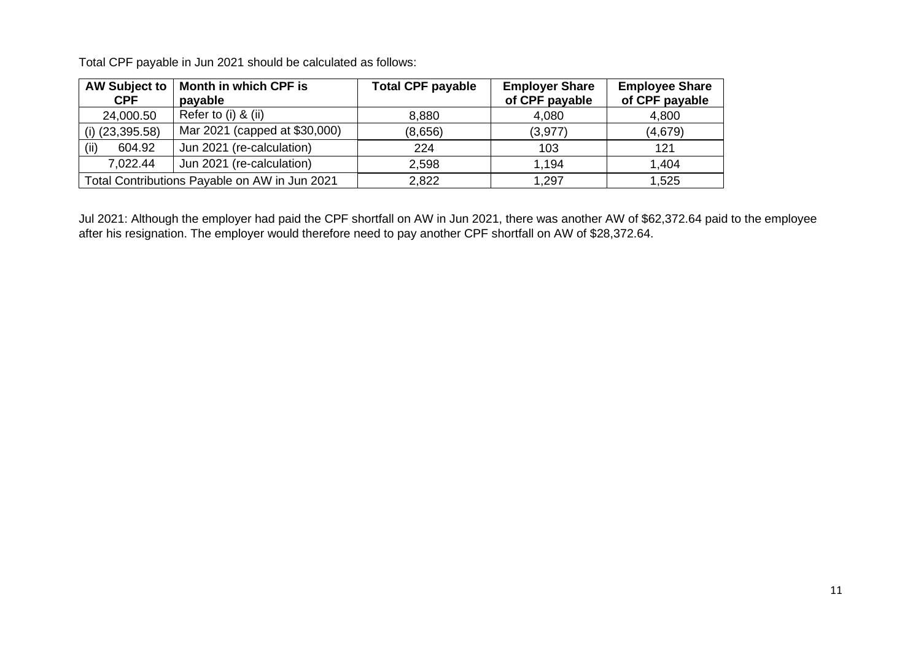Total CPF payable in Jun 2021 should be calculated as follows:

| AW Subject to CPF | Month in which CPF is payable | Total CPF payable | Employer Share of CPF payable | Employee Share of CPF payable |
|---|---|---|---|---|
| 24,000.50 | Refer to (i) & (ii) | 8,880 | 4,080 | 4,800 |
| (i) (23,395.58) | Mar 2021 (capped at $30,000) | (8,656) | (3,977) | (4,679) |
| (ii) 604.92 | Jun 2021 (re-calculation) | 224 | 103 | 121 |
| 7,022.44 | Jun 2021 (re-calculation) | 2,598 | 1,194 | 1,404 |
| Total Contributions Payable on AW in Jun 2021 | | 2,822 | 1,297 | 1,525 |

Jul 2021: Although the employer had paid the CPF shortfall on AW in Jun 2021, there was another AW of $62,372.64 paid to the employee after his resignation. The employer would therefore need to pay another CPF shortfall on AW of $28,372.64.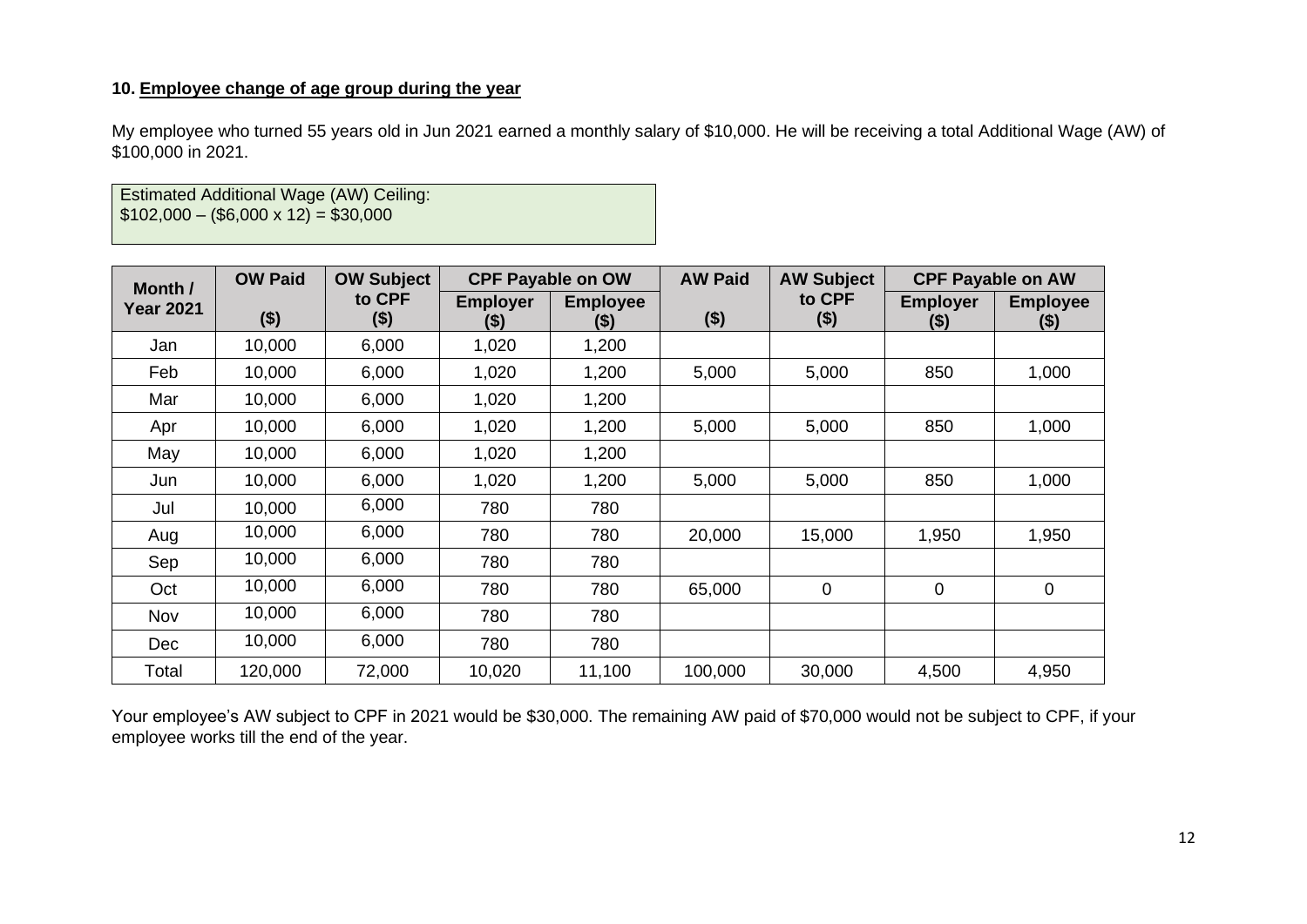### 10. Employee change of age group during the year

My employee who turned 55 years old in Jun 2021 earned a monthly salary of $10,000. He will be receiving a total Additional Wage (AW) of $100,000 in 2021.

Estimated Additional Wage (AW) Ceiling:
$102,000 – ($6,000 x 12) = $30,000

| Month / Year 2021 | OW Paid ($) | OW Subject to CPF ($) | CPF Payable on OW | | AW Paid ($) | AW Subject to CPF ($) | CPF Payable on AW | |
|---|---|---|---|---|---|---|---|---|
| | | | Employer ($) | Employee ($) | | | Employer ($) | Employee ($) |
| Jan | 10,000 | 6,000 | 1,020 | 1,200 | | | | |
| Feb | 10,000 | 6,000 | 1,020 | 1,200 | 5,000 | 5,000 | 850 | 1,000 |
| Mar | 10,000 | 6,000 | 1,020 | 1,200 | | | | |
| Apr | 10,000 | 6,000 | 1,020 | 1,200 | 5,000 | 5,000 | 850 | 1,000 |
| May | 10,000 | 6,000 | 1,020 | 1,200 | | | | |
| Jun | 10,000 | 6,000 | 1,020 | 1,200 | 5,000 | 5,000 | 850 | 1,000 |
| Jul | 10,000 | 6,000 | 780 | 780 | | | | |
| Aug | 10,000 | 6,000 | 780 | 780 | 20,000 | 15,000 | 1,950 | 1,950 |
| Sep | 10,000 | 6,000 | 780 | 780 | | | | |
| Oct | 10,000 | 6,000 | 780 | 780 | 65,000 | 0 | 0 | 0 |
| Nov | 10,000 | 6,000 | 780 | 780 | | | | |
| Dec | 10,000 | 6,000 | 780 | 780 | | | | |
| Total | 120,000 | 72,000 | 10,020 | 11,100 | 100,000 | 30,000 | 4,500 | 4,950 |

Your employee's AW subject to CPF in 2021 would be $30,000. The remaining AW paid of $70,000 would not be subject to CPF, if your employee works till the end of the year.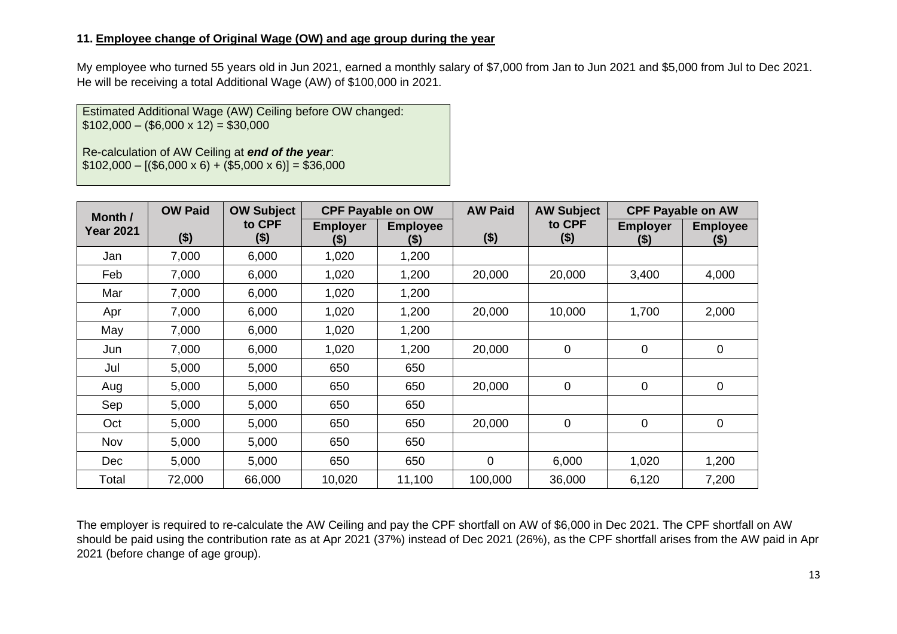### 11. Employee change of Original Wage (OW) and age group during the year

My employee who turned 55 years old in Jun 2021, earned a monthly salary of $7,000 from Jan to Jun 2021 and $5,000 from Jul to Dec 2021. He will be receiving a total Additional Wage (AW) of $100,000 in 2021.

> Estimated Additional Wage (AW) Ceiling before OW changed:
> $102,000 – ($6,000 x 12) = $30,000
>
> Re-calculation of AW Ceiling at ***end of the year***:
> $102,000 – [($6,000 x 6) + ($5,000 x 6)] = $36,000

| Month / Year 2021 | OW Paid ($) | OW Subject to CPF ($) | CPF Payable on OW | | AW Paid ($) | AW Subject to CPF ($) | CPF Payable on AW | |
|---|---|---|---|---|---|---|---|---|
| | | | Employer ($) | Employee ($) | | | Employer ($) | Employee ($) |
| Jan | 7,000 | 6,000 | 1,020 | 1,200 | | | | |
| Feb | 7,000 | 6,000 | 1,020 | 1,200 | 20,000 | 20,000 | 3,400 | 4,000 |
| Mar | 7,000 | 6,000 | 1,020 | 1,200 | | | | |
| Apr | 7,000 | 6,000 | 1,020 | 1,200 | 20,000 | 10,000 | 1,700 | 2,000 |
| May | 7,000 | 6,000 | 1,020 | 1,200 | | | | |
| Jun | 7,000 | 6,000 | 1,020 | 1,200 | 20,000 | 0 | 0 | 0 |
| Jul | 5,000 | 5,000 | 650 | 650 | | | | |
| Aug | 5,000 | 5,000 | 650 | 650 | 20,000 | 0 | 0 | 0 |
| Sep | 5,000 | 5,000 | 650 | 650 | | | | |
| Oct | 5,000 | 5,000 | 650 | 650 | 20,000 | 0 | 0 | 0 |
| Nov | 5,000 | 5,000 | 650 | 650 | | | | |
| Dec | 5,000 | 5,000 | 650 | 650 | 0 | 6,000 | 1,020 | 1,200 |
| Total | 72,000 | 66,000 | 10,020 | 11,100 | 100,000 | 36,000 | 6,120 | 7,200 |

The employer is required to re-calculate the AW Ceiling and pay the CPF shortfall on AW of $6,000 in Dec 2021. The CPF shortfall on AW should be paid using the contribution rate as at Apr 2021 (37%) instead of Dec 2021 (26%), as the CPF shortfall arises from the AW paid in Apr 2021 (before change of age group).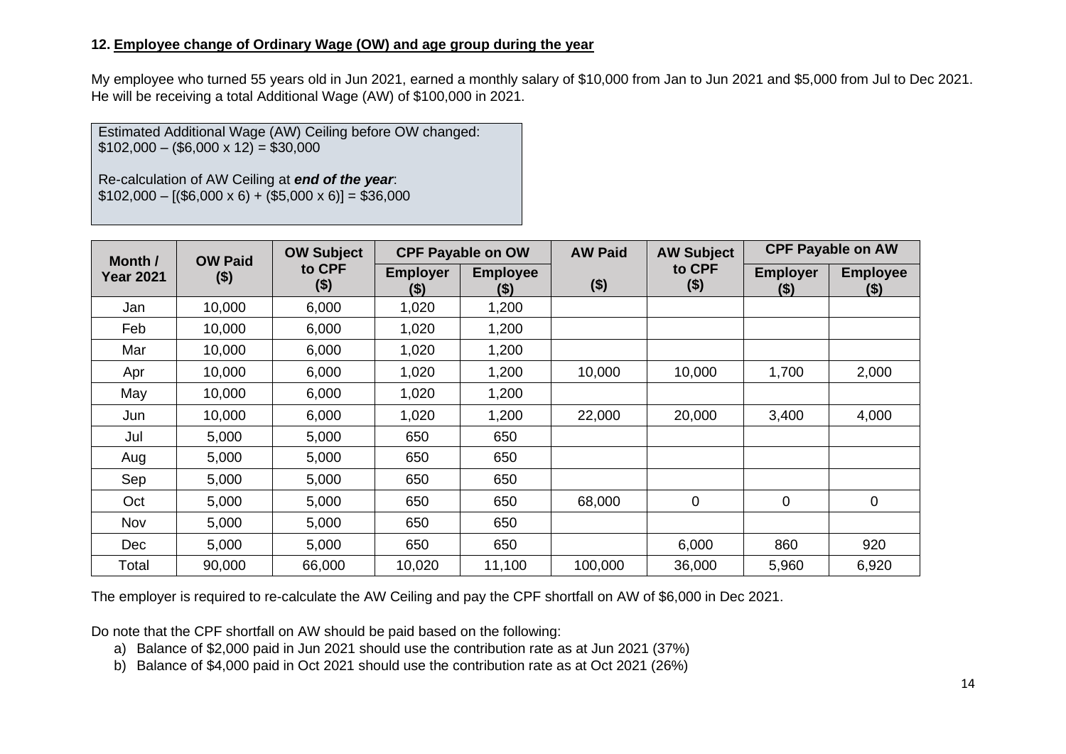**12. <u>Employee change of Ordinary Wage (OW) and age group during the year</u>**

My employee who turned 55 years old in Jun 2021, earned a monthly salary of $10,000 from Jan to Jun 2021 and $5,000 from Jul to Dec 2021. He will be receiving a total Additional Wage (AW) of $100,000 in 2021.

> Estimated Additional Wage (AW) Ceiling before OW changed:
> $102,000 – ($6,000 x 12) = $30,000
>
> Re-calculation of AW Ceiling at ***end of the year***:
> $102,000 – [($6,000 x 6) + ($5,000 x 6)] = $36,000

| Month / Year 2021 | OW Paid ($) | OW Subject to CPF ($) | CPF Payable on OW | | AW Paid | AW Subject to CPF ($) | CPF Payable on AW | |
|---|---|---|---|---|---|---|---|---|
| | | | Employer ($) | Employee ($) | ($) | | Employer ($) | Employee ($) |
| Jan | 10,000 | 6,000 | 1,020 | 1,200 | | | | |
| Feb | 10,000 | 6,000 | 1,020 | 1,200 | | | | |
| Mar | 10,000 | 6,000 | 1,020 | 1,200 | | | | |
| Apr | 10,000 | 6,000 | 1,020 | 1,200 | 10,000 | 10,000 | 1,700 | 2,000 |
| May | 10,000 | 6,000 | 1,020 | 1,200 | | | | |
| Jun | 10,000 | 6,000 | 1,020 | 1,200 | 22,000 | 20,000 | 3,400 | 4,000 |
| Jul | 5,000 | 5,000 | 650 | 650 | | | | |
| Aug | 5,000 | 5,000 | 650 | 650 | | | | |
| Sep | 5,000 | 5,000 | 650 | 650 | | | | |
| Oct | 5,000 | 5,000 | 650 | 650 | 68,000 | 0 | 0 | 0 |
| Nov | 5,000 | 5,000 | 650 | 650 | | | | |
| Dec | 5,000 | 5,000 | 650 | 650 | | 6,000 | 860 | 920 |
| Total | 90,000 | 66,000 | 10,020 | 11,100 | 100,000 | 36,000 | 5,960 | 6,920 |

The employer is required to re-calculate the AW Ceiling and pay the CPF shortfall on AW of $6,000 in Dec 2021.

Do note that the CPF shortfall on AW should be paid based on the following:

a) Balance of $2,000 paid in Jun 2021 should use the contribution rate as at Jun 2021 (37%)
b) Balance of $4,000 paid in Oct 2021 should use the contribution rate as at Oct 2021 (26%)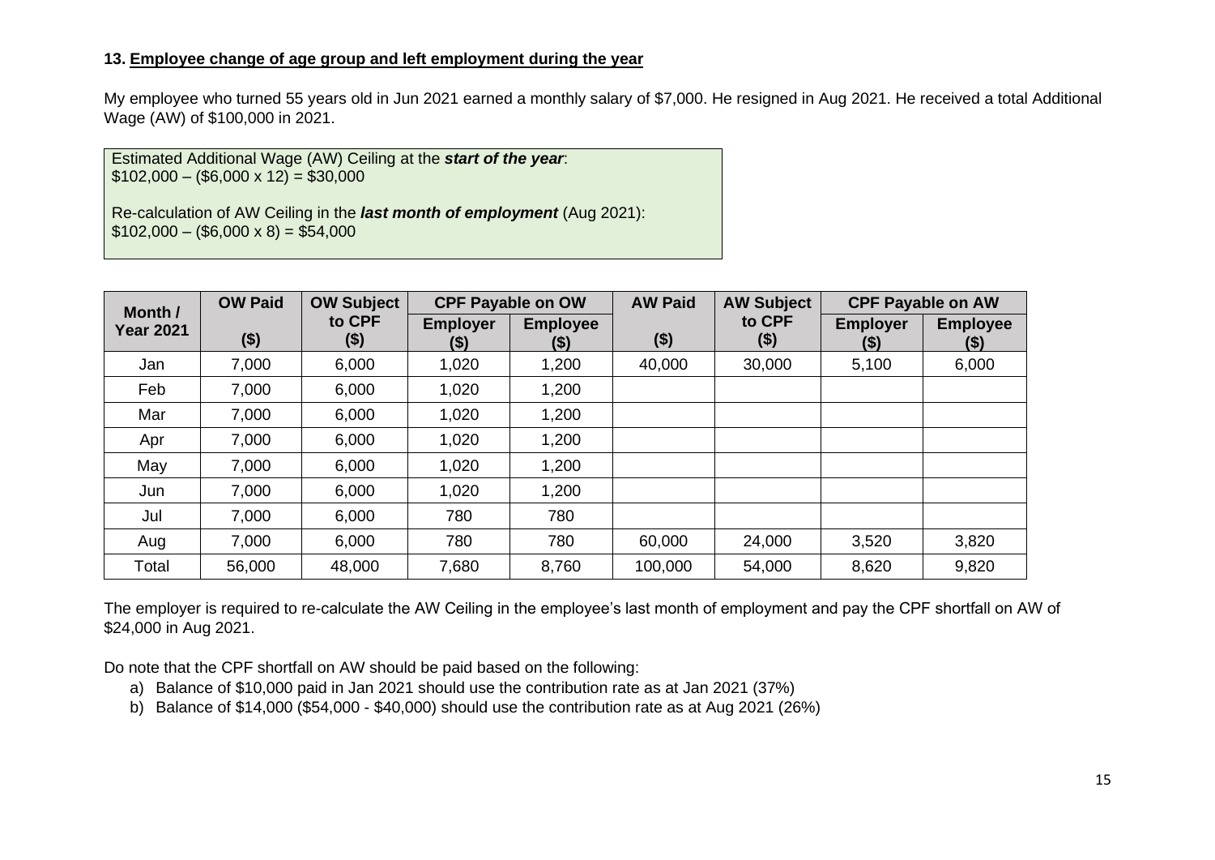### 13. Employee change of age group and left employment during the year

My employee who turned 55 years old in Jun 2021 earned a monthly salary of $7,000. He resigned in Aug 2021. He received a total Additional Wage (AW) of $100,000 in 2021.

> Estimated Additional Wage (AW) Ceiling at the ***start of the year***:
> $102,000 – ($6,000 x 12) = $30,000
>
> Re-calculation of AW Ceiling in the ***last month of employment*** (Aug 2021):
> $102,000 – ($6,000 x 8) = $54,000

| Month / Year 2021 | OW Paid ($) | OW Subject to CPF ($) | CPF Payable on OW | | AW Paid ($) | AW Subject to CPF ($) | CPF Payable on AW | |
|---|---|---|---|---|---|---|---|---|
| | | | Employer ($) | Employee ($) | | | Employer ($) | Employee ($) |
| Jan | 7,000 | 6,000 | 1,020 | 1,200 | 40,000 | 30,000 | 5,100 | 6,000 |
| Feb | 7,000 | 6,000 | 1,020 | 1,200 | | | | |
| Mar | 7,000 | 6,000 | 1,020 | 1,200 | | | | |
| Apr | 7,000 | 6,000 | 1,020 | 1,200 | | | | |
| May | 7,000 | 6,000 | 1,020 | 1,200 | | | | |
| Jun | 7,000 | 6,000 | 1,020 | 1,200 | | | | |
| Jul | 7,000 | 6,000 | 780 | 780 | | | | |
| Aug | 7,000 | 6,000 | 780 | 780 | 60,000 | 24,000 | 3,520 | 3,820 |
| Total | 56,000 | 48,000 | 7,680 | 8,760 | 100,000 | 54,000 | 8,620 | 9,820 |

The employer is required to re-calculate the AW Ceiling in the employee's last month of employment and pay the CPF shortfall on AW of $24,000 in Aug 2021.

Do note that the CPF shortfall on AW should be paid based on the following:

a) Balance of $10,000 paid in Jan 2021 should use the contribution rate as at Jan 2021 (37%)
b) Balance of $14,000 ($54,000 - $40,000) should use the contribution rate as at Aug 2021 (26%)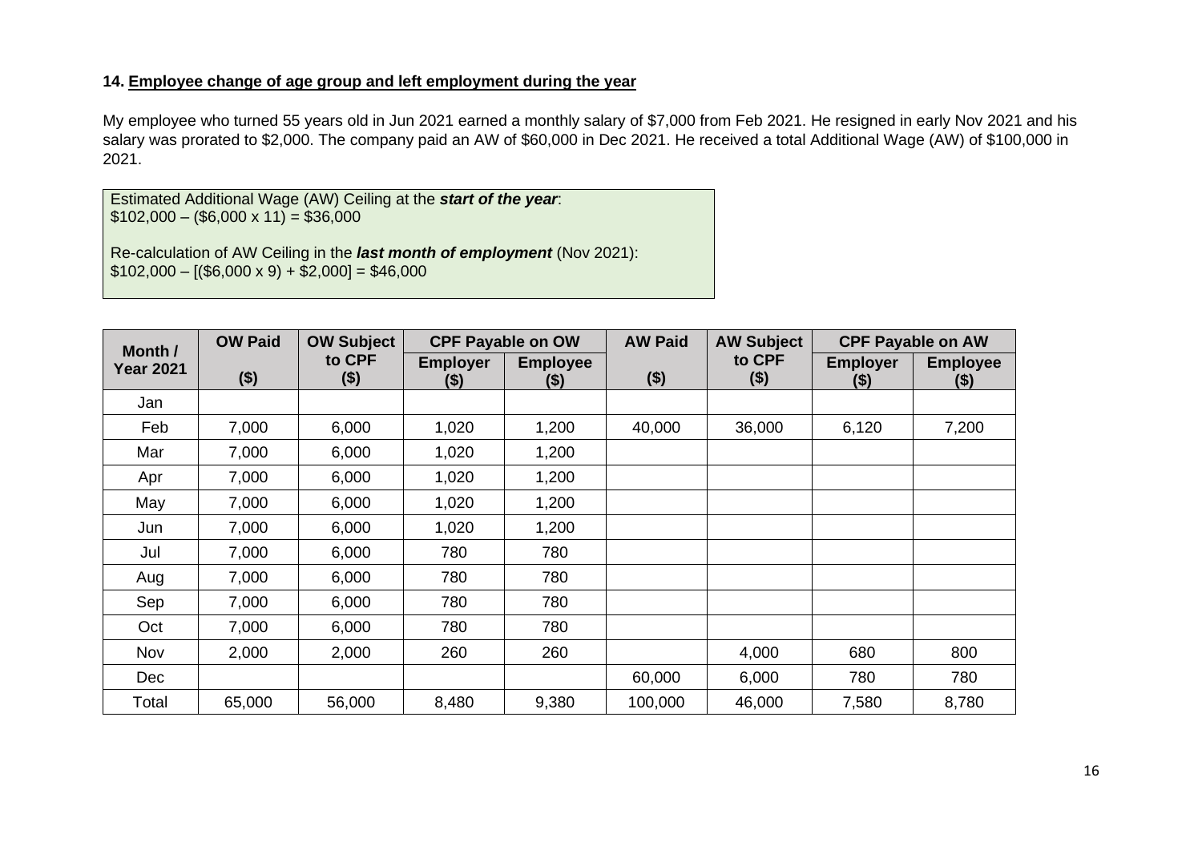### 14. Employee change of age group and left employment during the year

My employee who turned 55 years old in Jun 2021 earned a monthly salary of $7,000 from Feb 2021. He resigned in early Nov 2021 and his salary was prorated to $2,000. The company paid an AW of $60,000 in Dec 2021. He received a total Additional Wage (AW) of $100,000 in 2021.

> Estimated Additional Wage (AW) Ceiling at the ***start of the year***:
> $102,000 – ($6,000 x 11) = $36,000
>
> Re-calculation of AW Ceiling in the ***last month of employment*** (Nov 2021):
> $102,000 – [($6,000 x 9) + $2,000] = $46,000

| Month / Year 2021 | OW Paid ($) | OW Subject to CPF ($) | CPF Payable on OW | | AW Paid ($) | AW Subject to CPF ($) | CPF Payable on AW | |
|---|---|---|---|---|---|---|---|---|
| | | | Employer ($) | Employee ($) | | | Employer ($) | Employee ($) |
| Jan | | | | | | | | |
| Feb | 7,000 | 6,000 | 1,020 | 1,200 | 40,000 | 36,000 | 6,120 | 7,200 |
| Mar | 7,000 | 6,000 | 1,020 | 1,200 | | | | |
| Apr | 7,000 | 6,000 | 1,020 | 1,200 | | | | |
| May | 7,000 | 6,000 | 1,020 | 1,200 | | | | |
| Jun | 7,000 | 6,000 | 1,020 | 1,200 | | | | |
| Jul | 7,000 | 6,000 | 780 | 780 | | | | |
| Aug | 7,000 | 6,000 | 780 | 780 | | | | |
| Sep | 7,000 | 6,000 | 780 | 780 | | | | |
| Oct | 7,000 | 6,000 | 780 | 780 | | | | |
| Nov | 2,000 | 2,000 | 260 | 260 | | 4,000 | 680 | 800 |
| Dec | | | | | 60,000 | 6,000 | 780 | 780 |
| Total | 65,000 | 56,000 | 8,480 | 9,380 | 100,000 | 46,000 | 7,580 | 8,780 |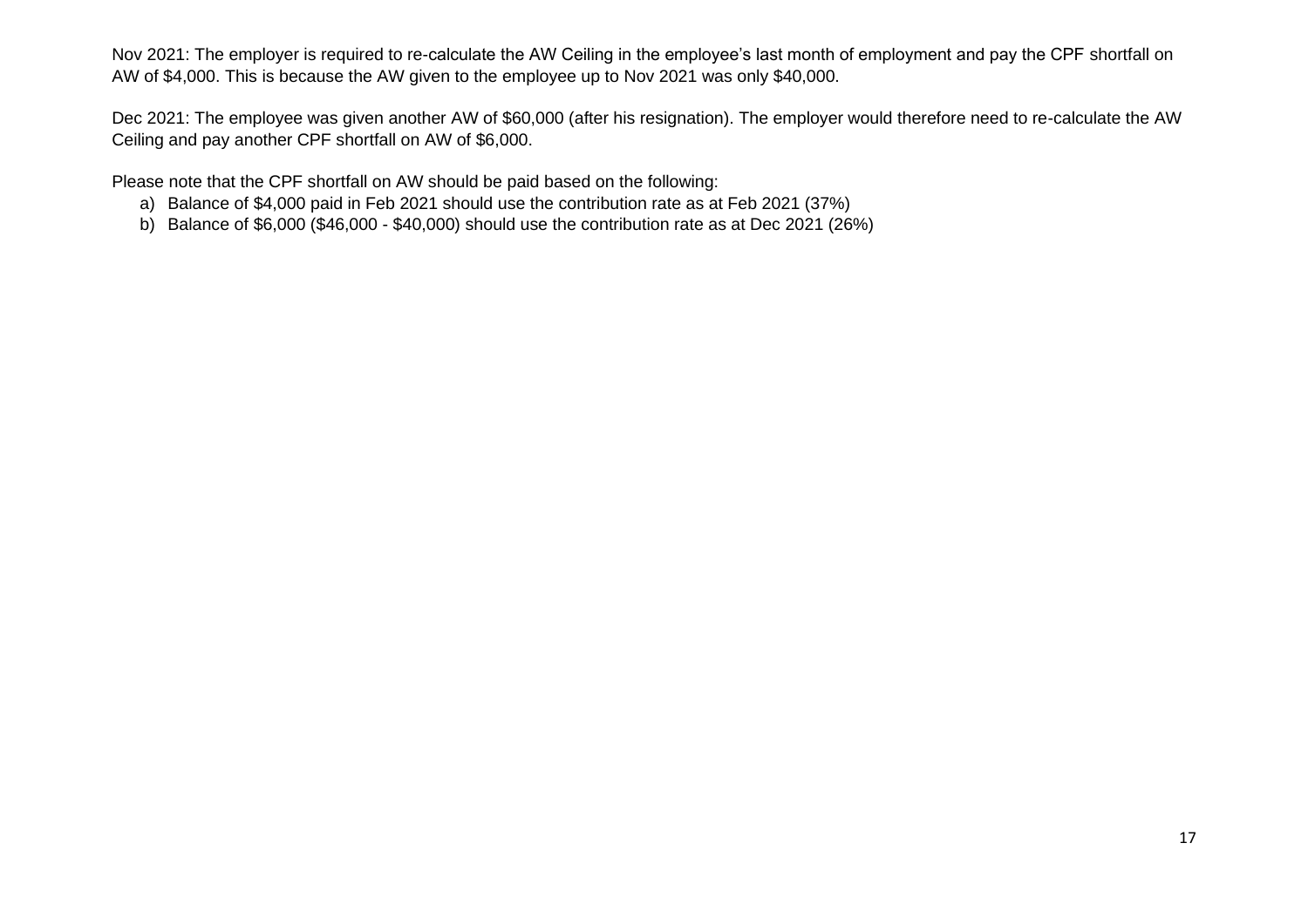Nov 2021: The employer is required to re-calculate the AW Ceiling in the employee's last month of employment and pay the CPF shortfall on AW of $4,000. This is because the AW given to the employee up to Nov 2021 was only $40,000.

Dec 2021: The employee was given another AW of $60,000 (after his resignation). The employer would therefore need to re-calculate the AW Ceiling and pay another CPF shortfall on AW of $6,000.

Please note that the CPF shortfall on AW should be paid based on the following:

a) Balance of $4,000 paid in Feb 2021 should use the contribution rate as at Feb 2021 (37%)
b) Balance of $6,000 ($46,000 - $40,000) should use the contribution rate as at Dec 2021 (26%)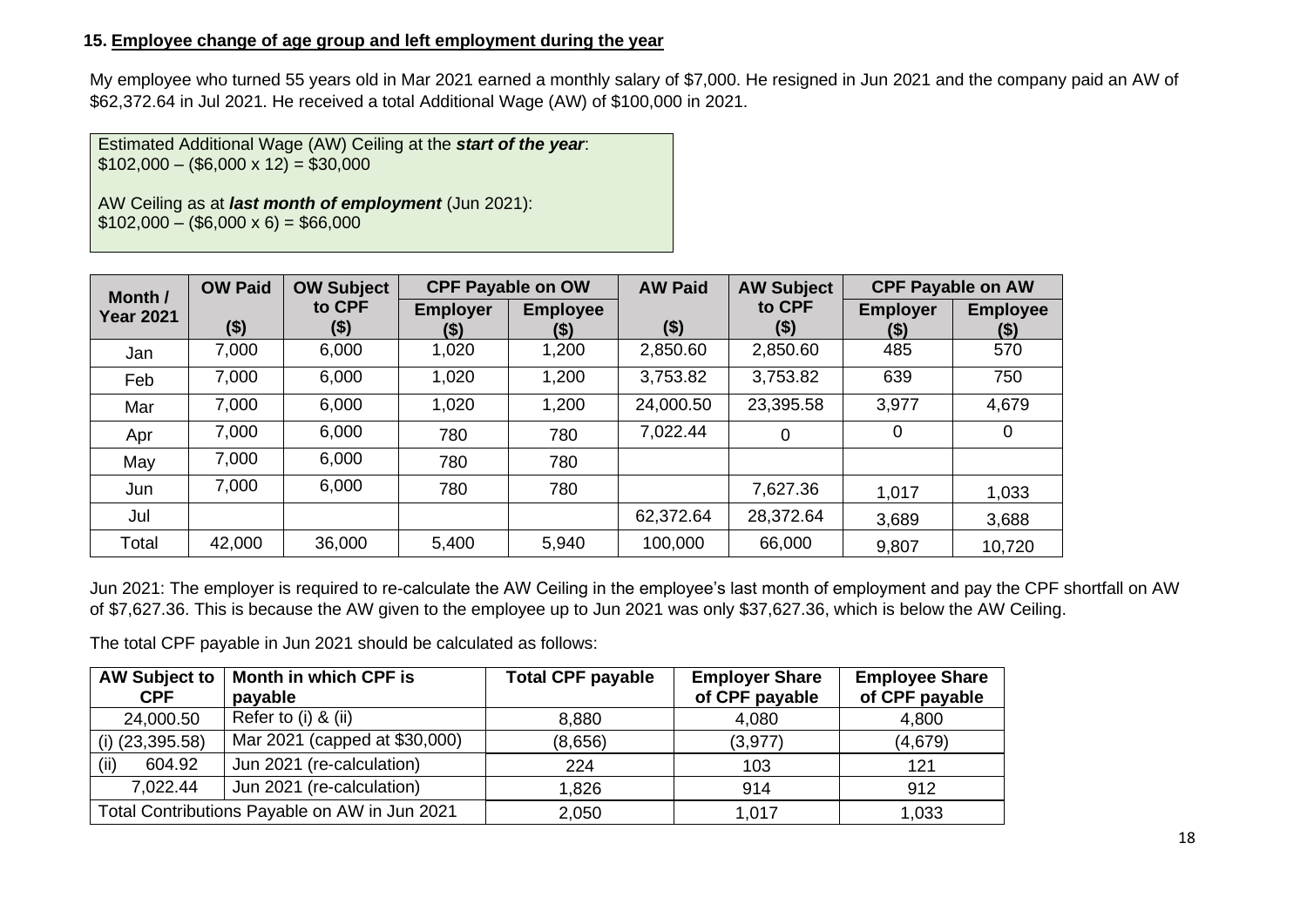### 15. Employee change of age group and left employment during the year

My employee who turned 55 years old in Mar 2021 earned a monthly salary of $7,000. He resigned in Jun 2021 and the company paid an AW of $62,372.64 in Jul 2021. He received a total Additional Wage (AW) of $100,000 in 2021.

> Estimated Additional Wage (AW) Ceiling at the ***start of the year***:
> $102,000 – ($6,000 x 12) = $30,000
>
> AW Ceiling as at ***last month of employment*** (Jun 2021):
> $102,000 – ($6,000 x 6) = $66,000

| Month / Year 2021 | OW Paid ($) | OW Subject to CPF ($) | CPF Payable on OW | | AW Paid ($) | AW Subject to CPF ($) | CPF Payable on AW | |
|---|---|---|---|---|---|---|---|---|
| | | | Employer ($) | Employee ($) | | | Employer ($) | Employee ($) |
| Jan | 7,000 | 6,000 | 1,020 | 1,200 | 2,850.60 | 2,850.60 | 485 | 570 |
| Feb | 7,000 | 6,000 | 1,020 | 1,200 | 3,753.82 | 3,753.82 | 639 | 750 |
| Mar | 7,000 | 6,000 | 1,020 | 1,200 | 24,000.50 | 23,395.58 | 3,977 | 4,679 |
| Apr | 7,000 | 6,000 | 780 | 780 | 7,022.44 | 0 | 0 | 0 |
| May | 7,000 | 6,000 | 780 | 780 | | | | |
| Jun | 7,000 | 6,000 | 780 | 780 | | 7,627.36 | 1,017 | 1,033 |
| Jul | | | | | 62,372.64 | 28,372.64 | 3,689 | 3,688 |
| Total | 42,000 | 36,000 | 5,400 | 5,940 | 100,000 | 66,000 | 9,807 | 10,720 |

Jun 2021: The employer is required to re-calculate the AW Ceiling in the employee's last month of employment and pay the CPF shortfall on AW of $7,627.36. This is because the AW given to the employee up to Jun 2021 was only $37,627.36, which is below the AW Ceiling.

The total CPF payable in Jun 2021 should be calculated as follows:

| AW Subject to CPF | Month in which CPF is payable | Total CPF payable | Employer Share of CPF payable | Employee Share of CPF payable |
|---|---|---|---|---|
| 24,000.50 | Refer to (i) & (ii) | 8,880 | 4,080 | 4,800 |
| (i) (23,395.58) | Mar 2021 (capped at $30,000) | (8,656) | (3,977) | (4,679) |
| (ii) 604.92 | Jun 2021 (re-calculation) | 224 | 103 | 121 |
| 7,022.44 | Jun 2021 (re-calculation) | 1,826 | 914 | 912 |
| Total Contributions Payable on AW in Jun 2021 | | 2,050 | 1,017 | 1,033 |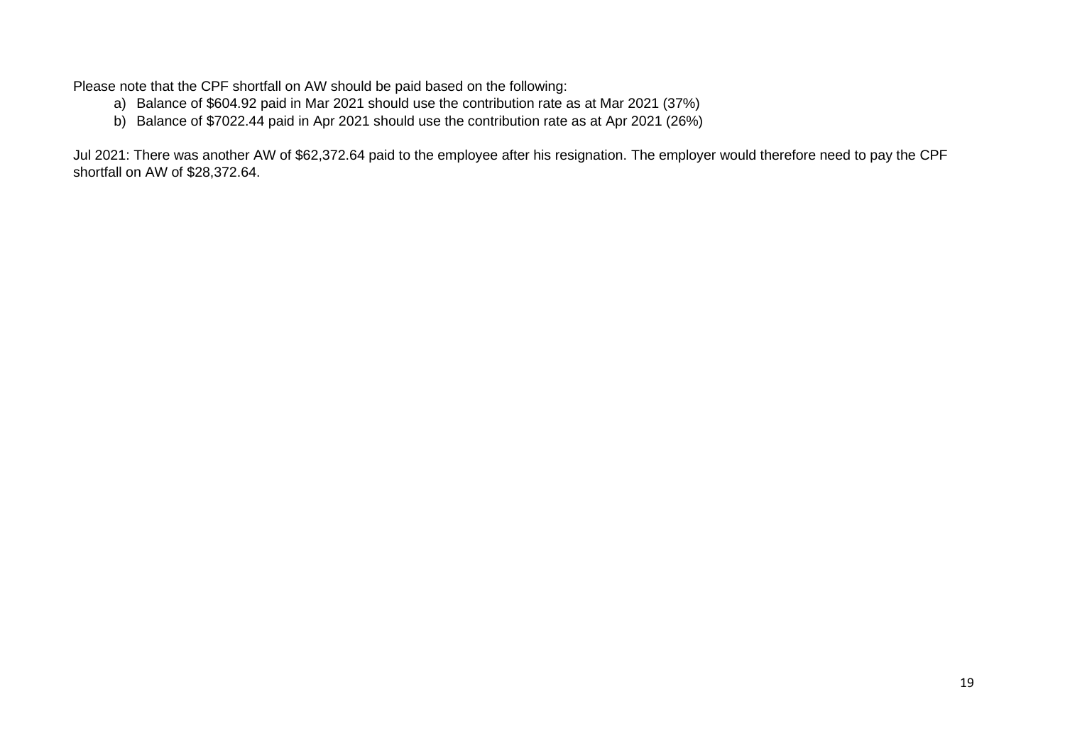Please note that the CPF shortfall on AW should be paid based on the following:

a) Balance of $604.92 paid in Mar 2021 should use the contribution rate as at Mar 2021 (37%)
b) Balance of $7022.44 paid in Apr 2021 should use the contribution rate as at Apr 2021 (26%)

Jul 2021: There was another AW of $62,372.64 paid to the employee after his resignation. The employer would therefore need to pay the CPF shortfall on AW of $28,372.64.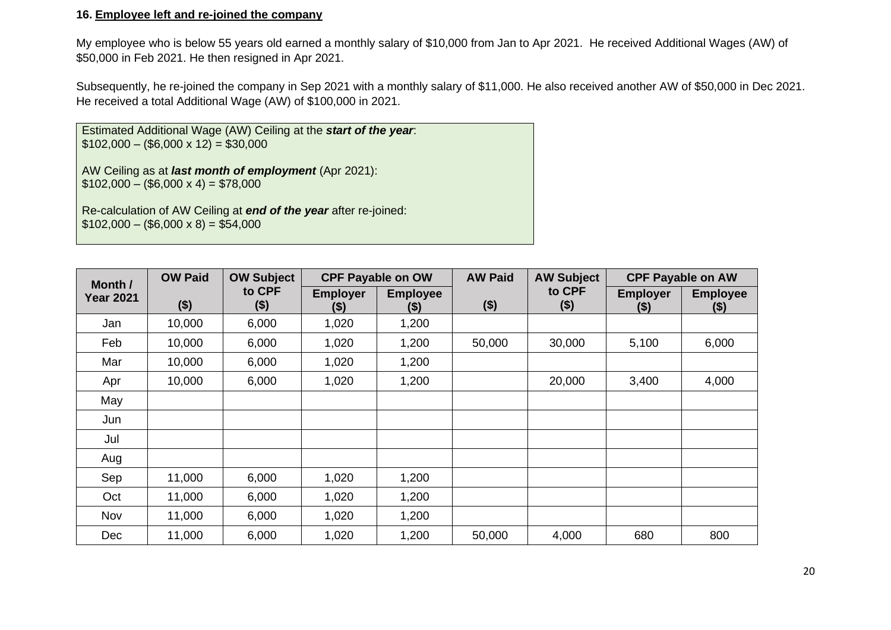### 16. Employee left and re-joined the company

My employee who is below 55 years old earned a monthly salary of $10,000 from Jan to Apr 2021. He received Additional Wages (AW) of $50,000 in Feb 2021. He then resigned in Apr 2021.

Subsequently, he re-joined the company in Sep 2021 with a monthly salary of $11,000. He also received another AW of $50,000 in Dec 2021. He received a total Additional Wage (AW) of $100,000 in 2021.

> Estimated Additional Wage (AW) Ceiling at the ***start of the year***:
> $102,000 – ($6,000 x 12) = $30,000
>
> AW Ceiling as at ***last month of employment*** (Apr 2021):
> $102,000 – ($6,000 x 4) = $78,000
>
> Re-calculation of AW Ceiling at ***end of the year*** after re-joined:
> $102,000 – ($6,000 x 8) = $54,000

| Month / Year 2021 | OW Paid ($) | OW Subject to CPF ($) | CPF Payable on OW | | AW Paid ($) | AW Subject to CPF ($) | CPF Payable on AW | |
|---|---|---|---|---|---|---|---|---|
| | | | Employer ($) | Employee ($) | | | Employer ($) | Employee ($) |
| Jan | 10,000 | 6,000 | 1,020 | 1,200 | | | | |
| Feb | 10,000 | 6,000 | 1,020 | 1,200 | 50,000 | 30,000 | 5,100 | 6,000 |
| Mar | 10,000 | 6,000 | 1,020 | 1,200 | | | | |
| Apr | 10,000 | 6,000 | 1,020 | 1,200 | | 20,000 | 3,400 | 4,000 |
| May | | | | | | | | |
| Jun | | | | | | | | |
| Jul | | | | | | | | |
| Aug | | | | | | | | |
| Sep | 11,000 | 6,000 | 1,020 | 1,200 | | | | |
| Oct | 11,000 | 6,000 | 1,020 | 1,200 | | | | |
| Nov | 11,000 | 6,000 | 1,020 | 1,200 | | | | |
| Dec | 11,000 | 6,000 | 1,020 | 1,200 | 50,000 | 4,000 | 680 | 800 |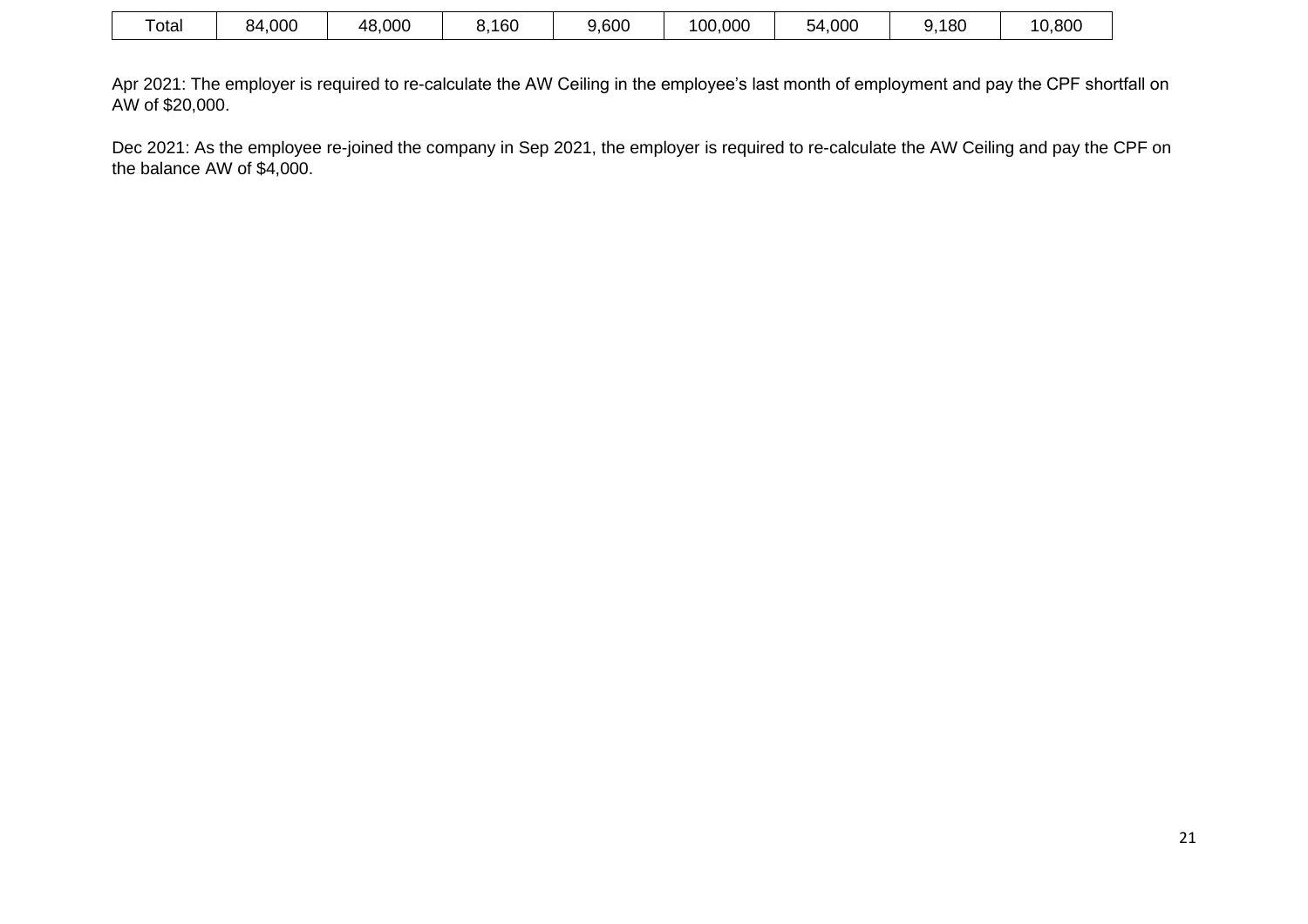| Total | 84,000 | 48,000 | 8,160 | 9,600 | 100,000 | 54,000 | 9,180 | 10,800 |
|---|---|---|---|---|---|---|---|---|

Apr 2021: The employer is required to re-calculate the AW Ceiling in the employee's last month of employment and pay the CPF shortfall on AW of $20,000.

Dec 2021: As the employee re-joined the company in Sep 2021, the employer is required to re-calculate the AW Ceiling and pay the CPF on the balance AW of $4,000.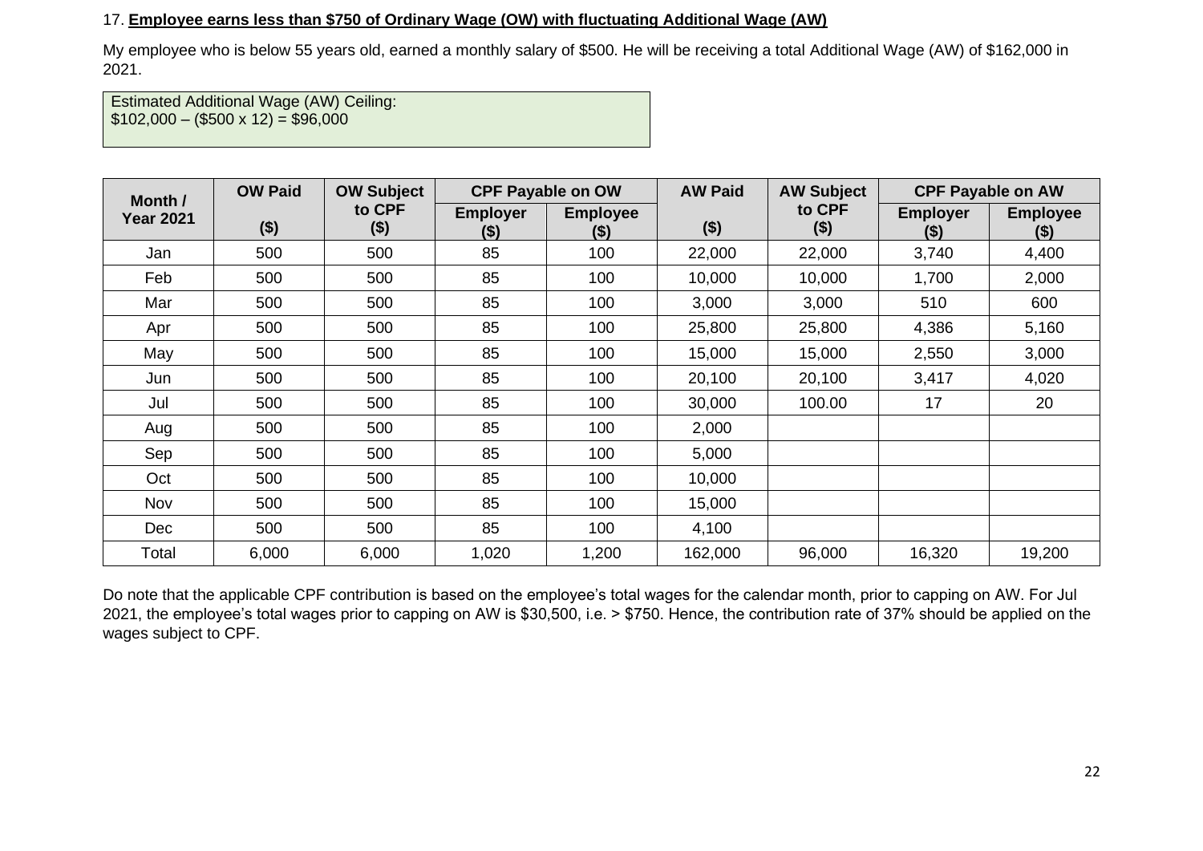17. **Employee earns less than $750 of Ordinary Wage (OW) with fluctuating Additional Wage (AW)**

My employee who is below 55 years old, earned a monthly salary of $500. He will be receiving a total Additional Wage (AW) of $162,000 in 2021.

Estimated Additional Wage (AW) Ceiling:
$102,000 – ($500 x 12) = $96,000

| Month / Year 2021 | OW Paid ($) | OW Subject to CPF ($) | CPF Payable on OW | | AW Paid ($) | AW Subject to CPF ($) | CPF Payable on AW | |
|---|---|---|---|---|---|---|---|---|
| | | | Employer ($) | Employee ($) | | | Employer ($) | Employee ($) |
| Jan | 500 | 500 | 85 | 100 | 22,000 | 22,000 | 3,740 | 4,400 |
| Feb | 500 | 500 | 85 | 100 | 10,000 | 10,000 | 1,700 | 2,000 |
| Mar | 500 | 500 | 85 | 100 | 3,000 | 3,000 | 510 | 600 |
| Apr | 500 | 500 | 85 | 100 | 25,800 | 25,800 | 4,386 | 5,160 |
| May | 500 | 500 | 85 | 100 | 15,000 | 15,000 | 2,550 | 3,000 |
| Jun | 500 | 500 | 85 | 100 | 20,100 | 20,100 | 3,417 | 4,020 |
| Jul | 500 | 500 | 85 | 100 | 30,000 | 100.00 | 17 | 20 |
| Aug | 500 | 500 | 85 | 100 | 2,000 | | | |
| Sep | 500 | 500 | 85 | 100 | 5,000 | | | |
| Oct | 500 | 500 | 85 | 100 | 10,000 | | | |
| Nov | 500 | 500 | 85 | 100 | 15,000 | | | |
| Dec | 500 | 500 | 85 | 100 | 4,100 | | | |
| Total | 6,000 | 6,000 | 1,020 | 1,200 | 162,000 | 96,000 | 16,320 | 19,200 |

Do note that the applicable CPF contribution is based on the employee's total wages for the calendar month, prior to capping on AW. For Jul 2021, the employee's total wages prior to capping on AW is $30,500, i.e. > $750. Hence, the contribution rate of 37% should be applied on the wages subject to CPF.